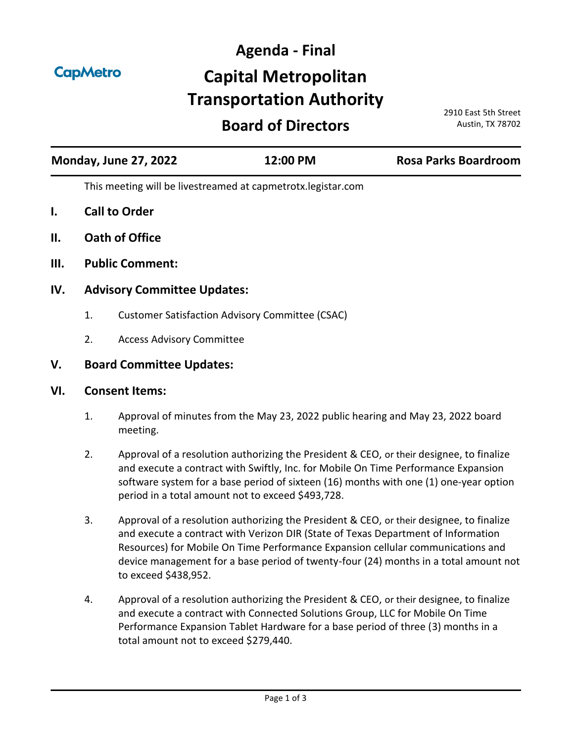CapMetro

# Agenda - Final

# Capital Metropolitan Transportation Authority

## Board of Directors

2910 East 5th Street
Austin, TX 78702

**Monday, June 27, 2022** | **12:00 PM** | **Rosa Parks Boardroom**

This meeting will be livestreamed at capmetrotx.legistar.com

## I. Call to Order

## II. Oath of Office

## III. Public Comment:

## IV. Advisory Committee Updates:

1. Customer Satisfaction Advisory Committee (CSAC)
2. Access Advisory Committee

## V. Board Committee Updates:

## VI. Consent Items:

1. Approval of minutes from the May 23, 2022 public hearing and May 23, 2022 board meeting.
2. Approval of a resolution authorizing the President & CEO, or their designee, to finalize and execute a contract with Swiftly, Inc. for Mobile On Time Performance Expansion software system for a base period of sixteen (16) months with one (1) one-year option period in a total amount not to exceed $493,728.
3. Approval of a resolution authorizing the President & CEO, or their designee, to finalize and execute a contract with Verizon DIR (State of Texas Department of Information Resources) for Mobile On Time Performance Expansion cellular communications and device management for a base period of twenty-four (24) months in a total amount not to exceed $438,952.
4. Approval of a resolution authorizing the President & CEO, or their designee, to finalize and execute a contract with Connected Solutions Group, LLC for Mobile On Time Performance Expansion Tablet Hardware for a base period of three (3) months in a total amount not to exceed $279,440.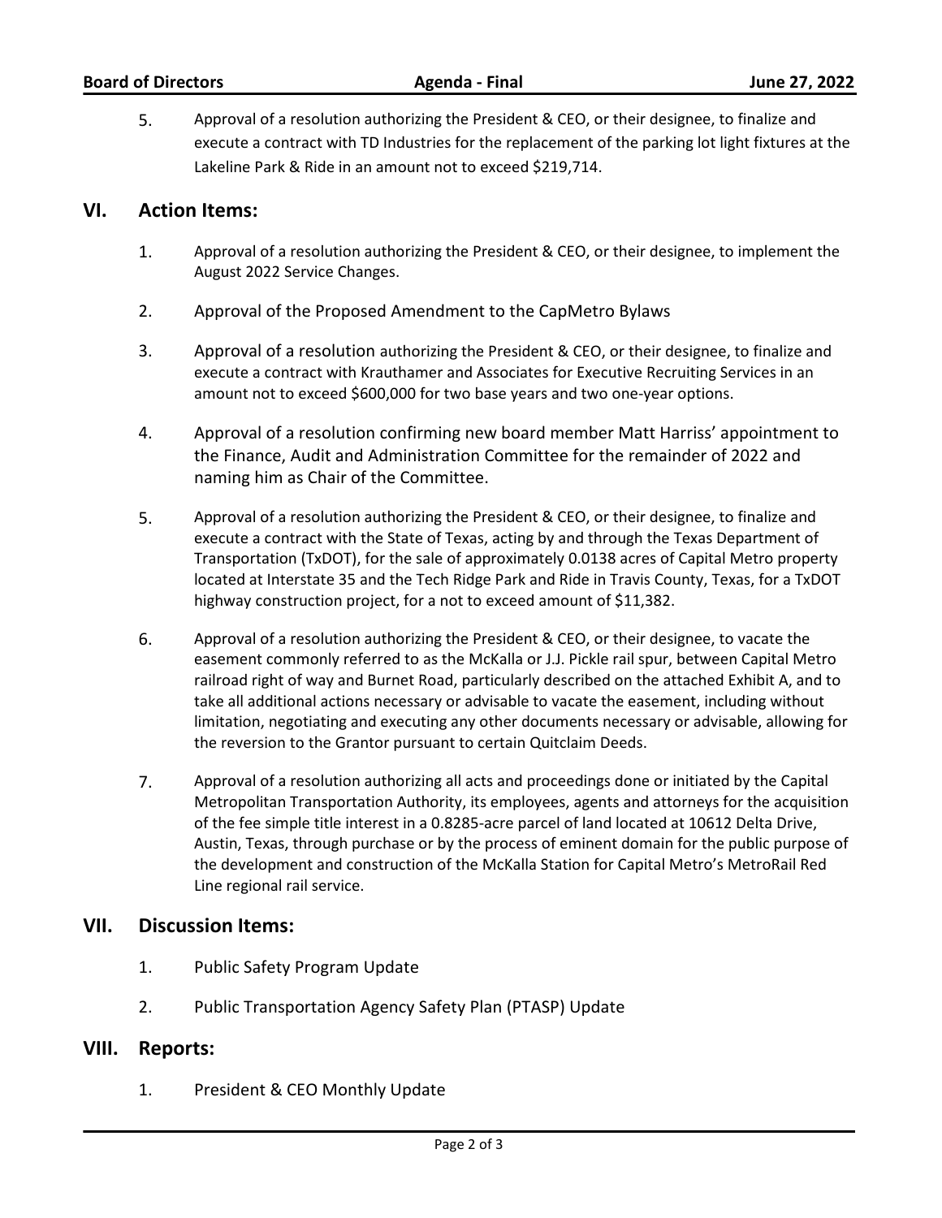5. Approval of a resolution authorizing the President & CEO, or their designee, to finalize and execute a contract with TD Industries for the replacement of the parking lot light fixtures at the Lakeline Park & Ride in an amount not to exceed $219,714.

## VI. Action Items:

1. Approval of a resolution authorizing the President & CEO, or their designee, to implement the August 2022 Service Changes.

2. Approval of the Proposed Amendment to the CapMetro Bylaws

3. Approval of a resolution authorizing the President & CEO, or their designee, to finalize and execute a contract with Krauthamer and Associates for Executive Recruiting Services in an amount not to exceed $600,000 for two base years and two one-year options.

4. Approval of a resolution confirming new board member Matt Harriss' appointment to the Finance, Audit and Administration Committee for the remainder of 2022 and naming him as Chair of the Committee.

5. Approval of a resolution authorizing the President & CEO, or their designee, to finalize and execute a contract with the State of Texas, acting by and through the Texas Department of Transportation (TxDOT), for the sale of approximately 0.0138 acres of Capital Metro property located at Interstate 35 and the Tech Ridge Park and Ride in Travis County, Texas, for a TxDOT highway construction project, for a not to exceed amount of $11,382.

6. Approval of a resolution authorizing the President & CEO, or their designee, to vacate the easement commonly referred to as the McKalla or J.J. Pickle rail spur, between Capital Metro railroad right of way and Burnet Road, particularly described on the attached Exhibit A, and to take all additional actions necessary or advisable to vacate the easement, including without limitation, negotiating and executing any other documents necessary or advisable, allowing for the reversion to the Grantor pursuant to certain Quitclaim Deeds.

7. Approval of a resolution authorizing all acts and proceedings done or initiated by the Capital Metropolitan Transportation Authority, its employees, agents and attorneys for the acquisition of the fee simple title interest in a 0.8285-acre parcel of land located at 10612 Delta Drive, Austin, Texas, through purchase or by the process of eminent domain for the public purpose of the development and construction of the McKalla Station for Capital Metro's MetroRail Red Line regional rail service.

## VII. Discussion Items:

1. Public Safety Program Update

2. Public Transportation Agency Safety Plan (PTASP) Update

## VIII. Reports:

1. President & CEO Monthly Update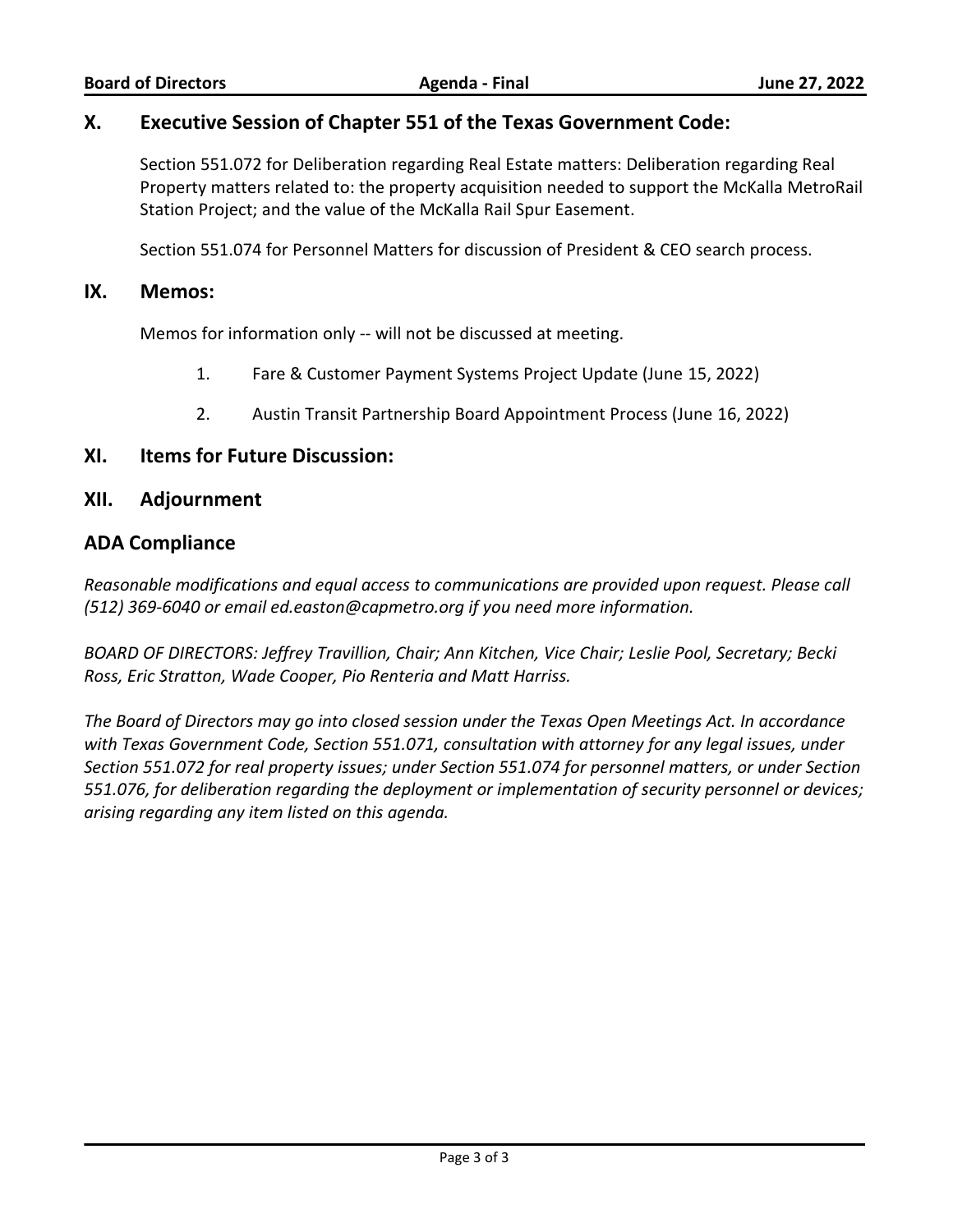## X. Executive Session of Chapter 551 of the Texas Government Code:

Section 551.072 for Deliberation regarding Real Estate matters: Deliberation regarding Real Property matters related to: the property acquisition needed to support the McKalla MetroRail Station Project; and the value of the McKalla Rail Spur Easement.

Section 551.074 for Personnel Matters for discussion of President & CEO search process.

## IX. Memos:

Memos for information only -- will not be discussed at meeting.

1. Fare & Customer Payment Systems Project Update (June 15, 2022)
2. Austin Transit Partnership Board Appointment Process (June 16, 2022)

## XI. Items for Future Discussion:

## XII. Adjournment

## ADA Compliance

*Reasonable modifications and equal access to communications are provided upon request. Please call (512) 369-6040 or email ed.easton@capmetro.org if you need more information.*

*BOARD OF DIRECTORS: Jeffrey Travillion, Chair; Ann Kitchen, Vice Chair; Leslie Pool, Secretary; Becki Ross, Eric Stratton, Wade Cooper, Pio Renteria and Matt Harriss.*

*The Board of Directors may go into closed session under the Texas Open Meetings Act. In accordance with Texas Government Code, Section 551.071, consultation with attorney for any legal issues, under Section 551.072 for real property issues; under Section 551.074 for personnel matters, or under Section 551.076, for deliberation regarding the deployment or implementation of security personnel or devices; arising regarding any item listed on this agenda.*